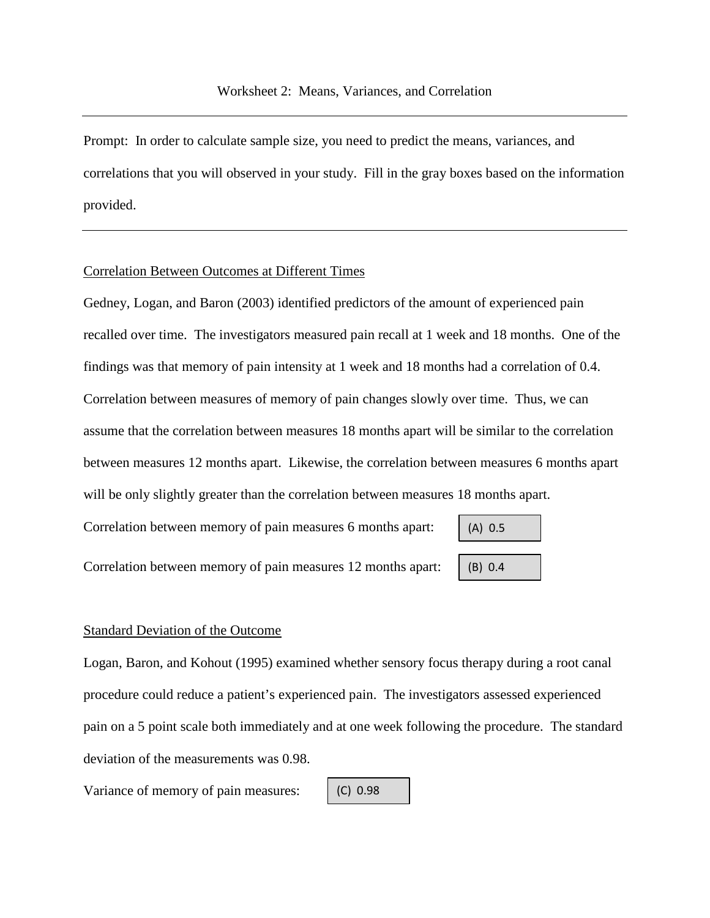Worksheet 2: Means, Variances, and Correlation

---

Prompt: In order to calculate sample size, you need to predict the means, variances, and correlations that you will observed in your study. Fill in the gray boxes based on the information provided.

---

<u>Correlation Between Outcomes at Different Times</u>

Gedney, Logan, and Baron (2003) identified predictors of the amount of experienced pain recalled over time. The investigators measured pain recall at 1 week and 18 months. One of the findings was that memory of pain intensity at 1 week and 18 months had a correlation of 0.4. Correlation between measures of memory of pain changes slowly over time. Thus, we can assume that the correlation between measures 18 months apart will be similar to the correlation between measures 12 months apart. Likewise, the correlation between measures 6 months apart will be only slightly greater than the correlation between measures 18 months apart.

Correlation between memory of pain measures 6 months apart: (A) 0.5

Correlation between memory of pain measures 12 months apart: (B) 0.4

<u>Standard Deviation of the Outcome</u>

Logan, Baron, and Kohout (1995) examined whether sensory focus therapy during a root canal procedure could reduce a patient's experienced pain. The investigators assessed experienced pain on a 5 point scale both immediately and at one week following the procedure. The standard deviation of the measurements was 0.98.

Variance of memory of pain measures: (C) 0.98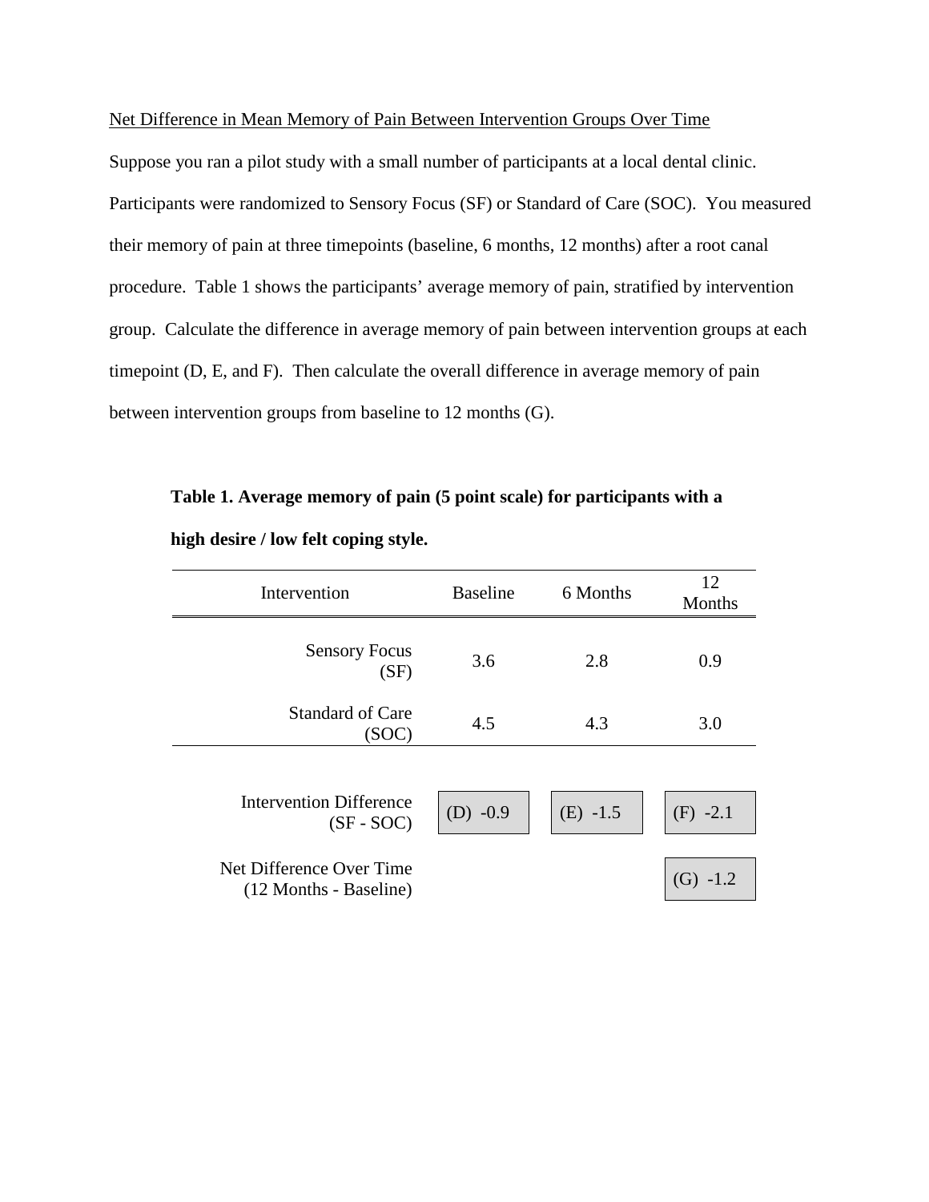Net Difference in Mean Memory of Pain Between Intervention Groups Over Time

Suppose you ran a pilot study with a small number of participants at a local dental clinic. Participants were randomized to Sensory Focus (SF) or Standard of Care (SOC). You measured their memory of pain at three timepoints (baseline, 6 months, 12 months) after a root canal procedure. Table 1 shows the participants' average memory of pain, stratified by intervention group. Calculate the difference in average memory of pain between intervention groups at each timepoint (D, E, and F). Then calculate the overall difference in average memory of pain between intervention groups from baseline to 12 months (G).

**Table 1. Average memory of pain (5 point scale) for participants with a high desire / low felt coping style.**

| Intervention | Baseline | 6 Months | 12 Months |
|---|---|---|---|
| Sensory Focus (SF) | 3.6 | 2.8 | 0.9 |
| Standard of Care (SOC) | 4.5 | 4.3 | 3.0 |
| Intervention Difference (SF - SOC) | (D) -0.9 | (E) -1.5 | (F) -2.1 |
| Net Difference Over Time (12 Months - Baseline) | | | (G) -1.2 |